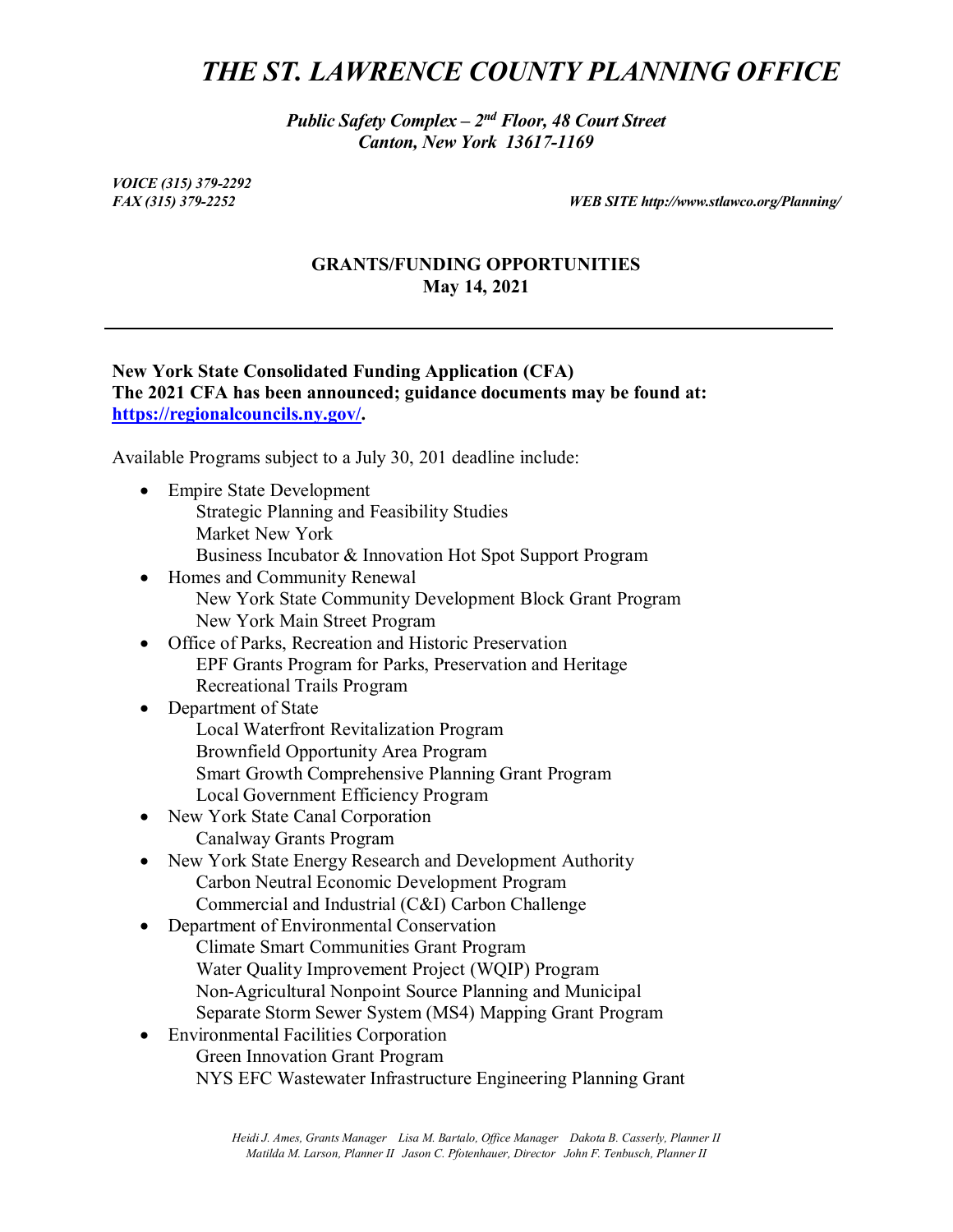# *THE ST. LAWRENCE COUNTY PLANNING OFFICE*

***Public Safety Complex – 2nd Floor, 48 Court Street***
***Canton, New York 13617-1169***

***VOICE (315) 379-2292***
***FAX (315) 379-2252*** ***WEB SITE http://www.stlawco.org/Planning/***

## GRANTS/FUNDING OPPORTUNITIES
**May 14, 2021**

---

**New York State Consolidated Funding Application (CFA)**
**The 2021 CFA has been announced; guidance documents may be found at: [https://regionalcouncils.ny.gov/](https://regionalcouncils.ny.gov/).**

Available Programs subject to a July 30, 201 deadline include:

- Empire State Development
  - Strategic Planning and Feasibility Studies
  - Market New York
  - Business Incubator & Innovation Hot Spot Support Program
- Homes and Community Renewal
  - New York State Community Development Block Grant Program
  - New York Main Street Program
- Office of Parks, Recreation and Historic Preservation
  - EPF Grants Program for Parks, Preservation and Heritage
  - Recreational Trails Program
- Department of State
  - Local Waterfront Revitalization Program
  - Brownfield Opportunity Area Program
  - Smart Growth Comprehensive Planning Grant Program
  - Local Government Efficiency Program
- New York State Canal Corporation
  - Canalway Grants Program
- New York State Energy Research and Development Authority
  - Carbon Neutral Economic Development Program
  - Commercial and Industrial (C&I) Carbon Challenge
- Department of Environmental Conservation
  - Climate Smart Communities Grant Program
  - Water Quality Improvement Project (WQIP) Program
  - Non-Agricultural Nonpoint Source Planning and Municipal Separate Storm Sewer System (MS4) Mapping Grant Program
- Environmental Facilities Corporation
  - Green Innovation Grant Program
  - NYS EFC Wastewater Infrastructure Engineering Planning Grant

*Heidi J. Ames, Grants Manager  Lisa M. Bartalo, Office Manager  Dakota B. Casserly, Planner II*
*Matilda M. Larson, Planner II  Jason C. Pfotenhauer, Director  John F. Tenbusch, Planner II*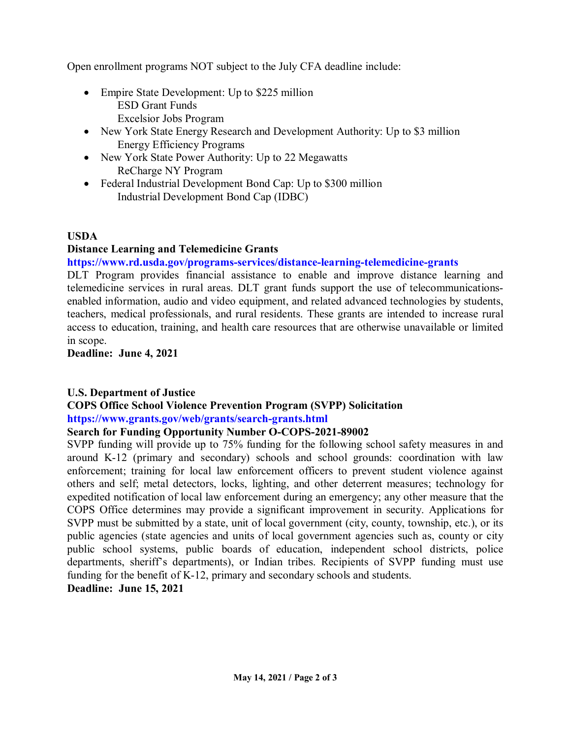Open enrollment programs NOT subject to the July CFA deadline include:

- Empire State Development: Up to $225 million
  - ESD Grant Funds
  - Excelsior Jobs Program
- New York State Energy Research and Development Authority: Up to $3 million
  - Energy Efficiency Programs
- New York State Power Authority: Up to 22 Megawatts
  - ReCharge NY Program
- Federal Industrial Development Bond Cap: Up to $300 million
  - Industrial Development Bond Cap (IDBC)

**USDA**

**Distance Learning and Telemedicine Grants**

**https://www.rd.usda.gov/programs-services/distance-learning-telemedicine-grants**

DLT Program provides financial assistance to enable and improve distance learning and telemedicine services in rural areas. DLT grant funds support the use of telecommunications-enabled information, audio and video equipment, and related advanced technologies by students, teachers, medical professionals, and rural residents. These grants are intended to increase rural access to education, training, and health care resources that are otherwise unavailable or limited in scope.

**Deadline: June 4, 2021**

**U.S. Department of Justice**

**COPS Office School Violence Prevention Program (SVPP) Solicitation**

**https://www.grants.gov/web/grants/search-grants.html**

**Search for Funding Opportunity Number O-COPS-2021-89002**

SVPP funding will provide up to 75% funding for the following school safety measures in and around K-12 (primary and secondary) schools and school grounds: coordination with law enforcement; training for local law enforcement officers to prevent student violence against others and self; metal detectors, locks, lighting, and other deterrent measures; technology for expedited notification of local law enforcement during an emergency; any other measure that the COPS Office determines may provide a significant improvement in security. Applications for SVPP must be submitted by a state, unit of local government (city, county, township, etc.), or its public agencies (state agencies and units of local government agencies such as, county or city public school systems, public boards of education, independent school districts, police departments, sheriff's departments), or Indian tribes. Recipients of SVPP funding must use funding for the benefit of K-12, primary and secondary schools and students.

**Deadline: June 15, 2021**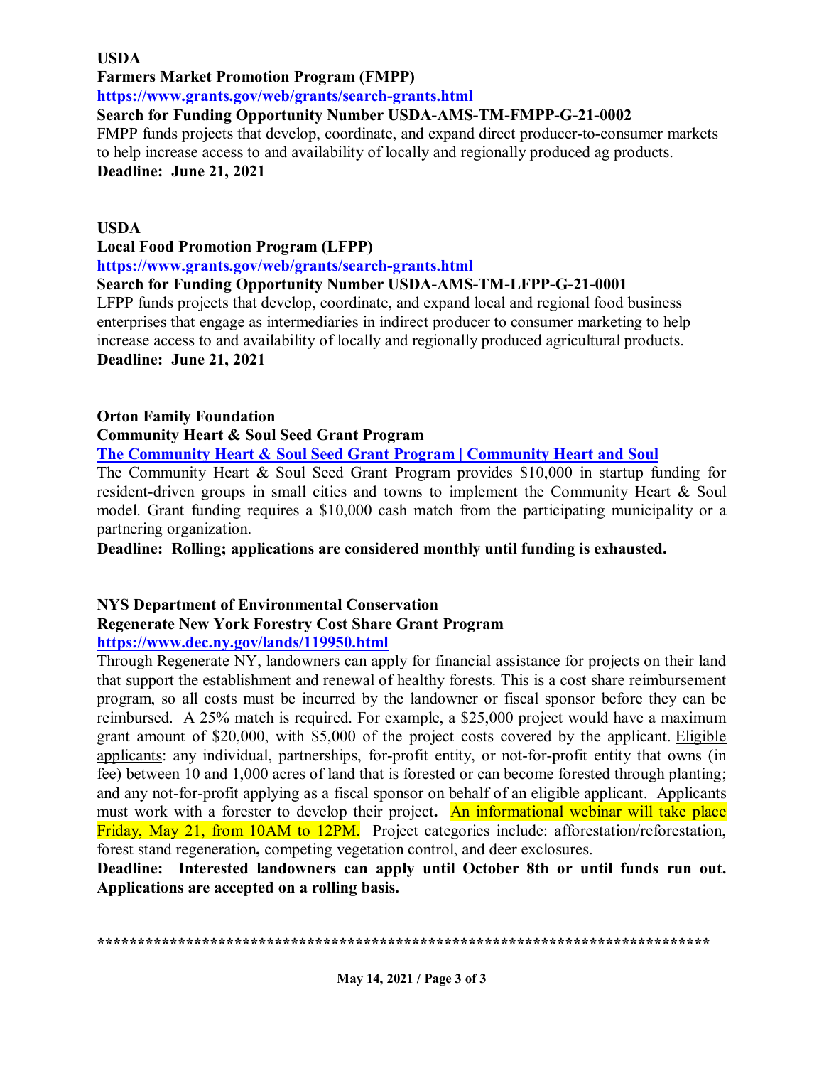**USDA**

**Farmers Market Promotion Program (FMPP)**

**https://www.grants.gov/web/grants/search-grants.html**

**Search for Funding Opportunity Number USDA-AMS-TM-FMPP-G-21-0002**

FMPP funds projects that develop, coordinate, and expand direct producer-to-consumer markets to help increase access to and availability of locally and regionally produced ag products.

**Deadline: June 21, 2021**

**USDA**

**Local Food Promotion Program (LFPP)**

**https://www.grants.gov/web/grants/search-grants.html**

**Search for Funding Opportunity Number USDA-AMS-TM-LFPP-G-21-0001**

LFPP funds projects that develop, coordinate, and expand local and regional food business enterprises that engage as intermediaries in indirect producer to consumer marketing to help increase access to and availability of locally and regionally produced agricultural products.

**Deadline: June 21, 2021**

**Orton Family Foundation**

**Community Heart & Soul Seed Grant Program**

**The Community Heart & Soul Seed Grant Program | Community Heart and Soul**

The Community Heart & Soul Seed Grant Program provides $10,000 in startup funding for resident-driven groups in small cities and towns to implement the Community Heart & Soul model. Grant funding requires a $10,000 cash match from the participating municipality or a partnering organization.

**Deadline: Rolling; applications are considered monthly until funding is exhausted.**

**NYS Department of Environmental Conservation**

**Regenerate New York Forestry Cost Share Grant Program**

**https://www.dec.ny.gov/lands/119950.html**

Through Regenerate NY, landowners can apply for financial assistance for projects on their land that support the establishment and renewal of healthy forests. This is a cost share reimbursement program, so all costs must be incurred by the landowner or fiscal sponsor before they can be reimbursed. A 25% match is required. For example, a $25,000 project would have a maximum grant amount of $20,000, with $5,000 of the project costs covered by the applicant. Eligible applicants: any individual, partnerships, for-profit entity, or not-for-profit entity that owns (in fee) between 10 and 1,000 acres of land that is forested or can become forested through planting; and any not-for-profit applying as a fiscal sponsor on behalf of an eligible applicant. Applicants must work with a forester to develop their project**.** An informational webinar will take place Friday, May 21, from 10AM to 12PM. Project categories include: afforestation/reforestation, forest stand regeneration**,** competing vegetation control, and deer exclosures.

**Deadline: Interested landowners can apply until October 8th or until funds run out. Applications are accepted on a rolling basis.**

**\*\*\*\*\*\*\*\*\*\*\*\*\*\*\*\*\*\*\*\*\*\*\*\*\*\*\*\*\*\*\*\*\*\*\*\*\*\*\*\*\*\*\*\*\*\*\*\*\*\*\*\*\*\*\*\*\*\*\*\*\*\*\*\*\*\*\*\*\*\*\*\*\*\*\*\*\*\***

**May 14, 2021**